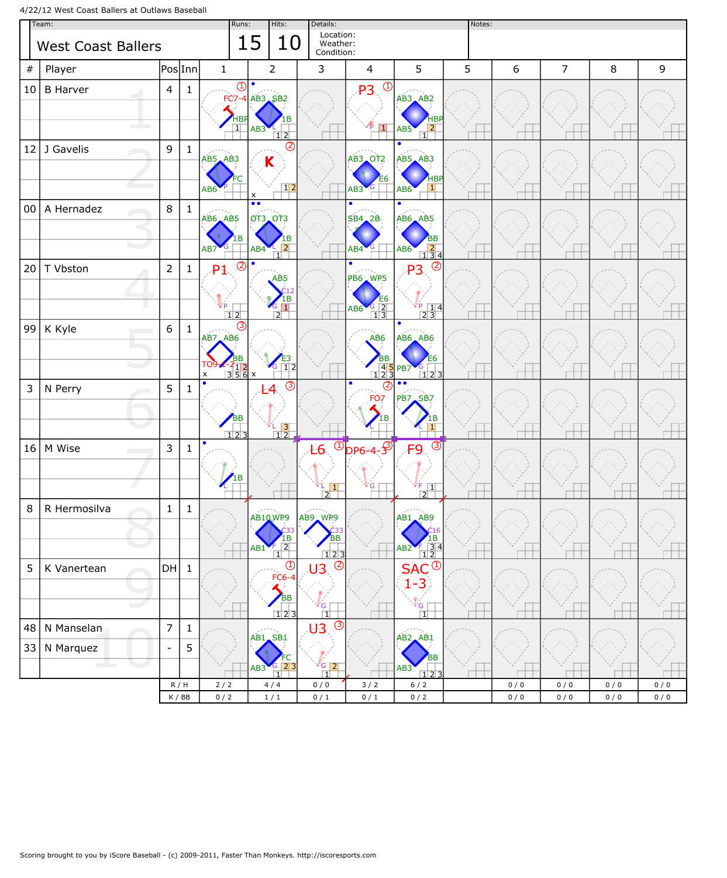4/22/12 West Coast Ballers at Outlaws Baseball

| Team: | Runs: | Hits: | Details: | Notes: |
|---|---|---|---|---|
| West Coast Ballers | 15 | 10 | Location: Weather: Condition: | |

| # | Player | Pos | Inn | 1 | 2 | 3 | 4 | 5 | 5 | 6 | 7 | 8 | 9 |
|---|---|---|---|---|---|---|---|---|---|---|---|---|---|
| 10 | B Harver | 4 | 1 | FC7-4 HBP ① | AB3 SB2 AB3 1B | | P3 ① | AB3 AB2 AB5 HBP | | | | | |
| 12 | J Gavelis | 9 | 1 | AB5 AB3 AB6 FC | K ② | | AB3 OT2 AB3 E6 | AB5 AB3 AB6 HBP | | | | | |
| 00 | A Hernadez | 8 | 1 | AB6 AB5 AB7 1B | OT3 OT3 AB4 1B | | SB4 2B AB4 | AB6 AB5 AB6 BB | | | | | |
| 20 | T Vbston | 2 | 1 | P1 ② | AB5 C12 1B | | PB6 WP5 AB6 E6 | P3 ② | | | | | |
| 99 | K Kyle | 6 | 1 | AB7 AB6 BB TO9-1-2 ③ | E3 | | AB6 BB | AB6 AB6 E6 PB7 | | | | | |
| 3 | N Perry | 5 | 1 | BB | L4 ③ | | FO7 1B ② | PB7 SB7 1B | | | | | |
| 16 | M Wise | 3 | 1 | 1B | | L6 ① | DP6-4-3 ③ | F9 ③ | | | | | |
| 8 | R Hermosilva | 1 | 1 | | AB10 WP9 C33 1B AB1 | AB9 WP9 C33 BB | | AB1 AB9 C16 1B AB2 | | | | | |
| 5 | K Vanertean | DH | 1 | | FC6-4 BB ① | U3 ② | | SAC 1-3 ① | | | | | |
| 48 | N Manselan | 7 | 1 | | AB1 SB1 AB3 FC | U3 ③ | | AB2 AB1 AB3 BB | | | | | |
| 33 | N Marquez | - | 5 | | | | | | | | | | |
| | | | R / H | 2 / 2 | 4 / 4 | 0 / 0 | 3 / 2 | 6 / 2 | | 0 / 0 | 0 / 0 | 0 / 0 | 0 / 0 |
| | | | K / BB | 0 / 2 | 1 / 1 | 0 / 1 | 0 / 1 | 0 / 2 | | 0 / 0 | 0 / 0 | 0 / 0 | 0 / 0 |

Scoring brought to you by iScore Baseball - (c) 2009-2011, Faster Than Monkeys. http://iscoresports.com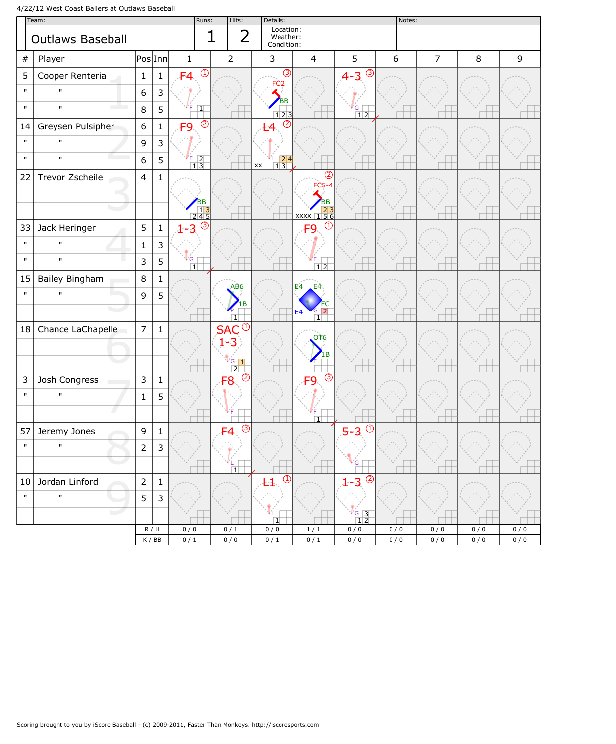4/22/12 West Coast Ballers at Outlaws Baseball

| Team: | Runs: | Hits: | Details: | Notes: |
|---|---|---|---|---|
| Outlaws Baseball | 1 | 2 | Location: Weather: Condition: | |

| # | Player | Pos | Inn | 1 | 2 | 3 | 4 | 5 | 6 | 7 | 8 | 9 |
|---|---|---|---|---|---|---|---|---|---|---|---|---|
| 5 | Cooper Renteria | 1 | 1 | F4 ① | | FO2 ③ BB | | 4-3 ③ | | | | |
| " | " | 6 | 3 | | | | | | | | | |
| " | " | 8 | 5 | | | | | | | | | |
| 14 | Greysen Pulsipher | 6 | 1 | F9 ② | | L4 ② | | | | | | |
| " | " | 9 | 3 | | | | | | | | | |
| " | " | 6 | 5 | | | | | | | | | |
| 22 | Trevor Zscheile | 4 | 1 | BB | | | FC5-4 ② BB | | | | | |
| 33 | Jack Heringer | 5 | 1 | 1-3 ③ | | | F9 ① | | | | | |
| " | " | 1 | 3 | | | | | | | | | |
| " | " | 3 | 5 | | | | | | | | | |
| 15 | Bailey Bingham | 8 | 1 | | AB6 1B | | E4 E4 FC E4 | | | | | |
| " | " | 9 | 5 | | | | | | | | | |
| 18 | Chance LaChapelle | 7 | 1 | | SAC ① 1-3 | | OT6 1B | | | | | |
| 3 | Josh Congress | 3 | 1 | | F8 ② | | F9 ③ | | | | | |
| " | " | 1 | 5 | | | | | | | | | |
| 57 | Jeremy Jones | 9 | 1 | | F4 ③ | | | 5-3 ① | | | | |
| " | " | 2 | 3 | | | | | | | | | |
| 10 | Jordan Linford | 2 | 1 | | | L1 ① | | 1-3 ② | | | | |
| " | " | 5 | 3 | | | | | | | | | |
| | | R / H | | 0 / 0 | 0 / 1 | 0 / 0 | 1 / 1 | 0 / 0 | 0 / 0 | 0 / 0 | 0 / 0 | 0 / 0 |
| | | K / BB | | 0 / 1 | 0 / 0 | 0 / 1 | 0 / 1 | 0 / 0 | 0 / 0 | 0 / 0 | 0 / 0 | 0 / 0 |

Scoring brought to you by iScore Baseball - (c) 2009-2011, Faster Than Monkeys. http://iscoresports.com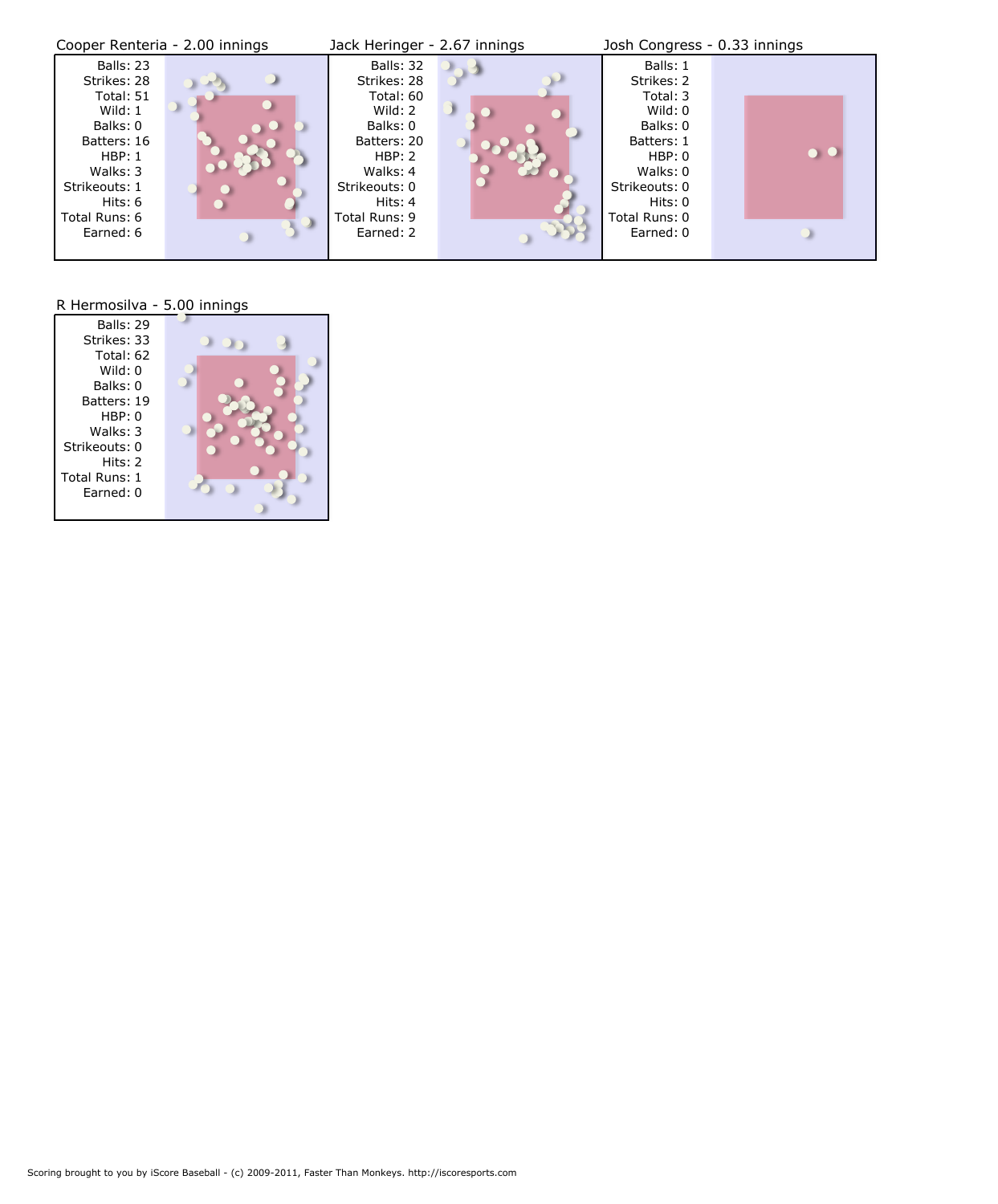## Cooper Renteria - 2.00 innings

| Stat | Value |
| --- | --- |
| Balls | 23 |
| Strikes | 28 |
| Total | 51 |
| Wild | 1 |
| Balks | 0 |
| Batters | 16 |
| HBP | 1 |
| Walks | 3 |
| Strikeouts | 1 |
| Hits | 6 |
| Total Runs | 6 |
| Earned | 6 |

## Jack Heringer - 2.67 innings

| Stat | Value |
| --- | --- |
| Balls | 32 |
| Strikes | 28 |
| Total | 60 |
| Wild | 2 |
| Balks | 0 |
| Batters | 20 |
| HBP | 2 |
| Walks | 4 |
| Strikeouts | 0 |
| Hits | 4 |
| Total Runs | 9 |
| Earned | 2 |

## Josh Congress - 0.33 innings

| Stat | Value |
| --- | --- |
| Balls | 1 |
| Strikes | 2 |
| Total | 3 |
| Wild | 0 |
| Balks | 0 |
| Batters | 1 |
| HBP | 0 |
| Walks | 0 |
| Strikeouts | 0 |
| Hits | 0 |
| Total Runs | 0 |
| Earned | 0 |

## R Hermosilva - 5.00 innings

| Stat | Value |
| --- | --- |
| Balls | 29 |
| Strikes | 33 |
| Total | 62 |
| Wild | 0 |
| Balks | 0 |
| Batters | 19 |
| HBP | 0 |
| Walks | 3 |
| Strikeouts | 0 |
| Hits | 2 |
| Total Runs | 1 |
| Earned | 0 |

Scoring brought to you by iScore Baseball - (c) 2009-2011, Faster Than Monkeys. http://iscoresports.com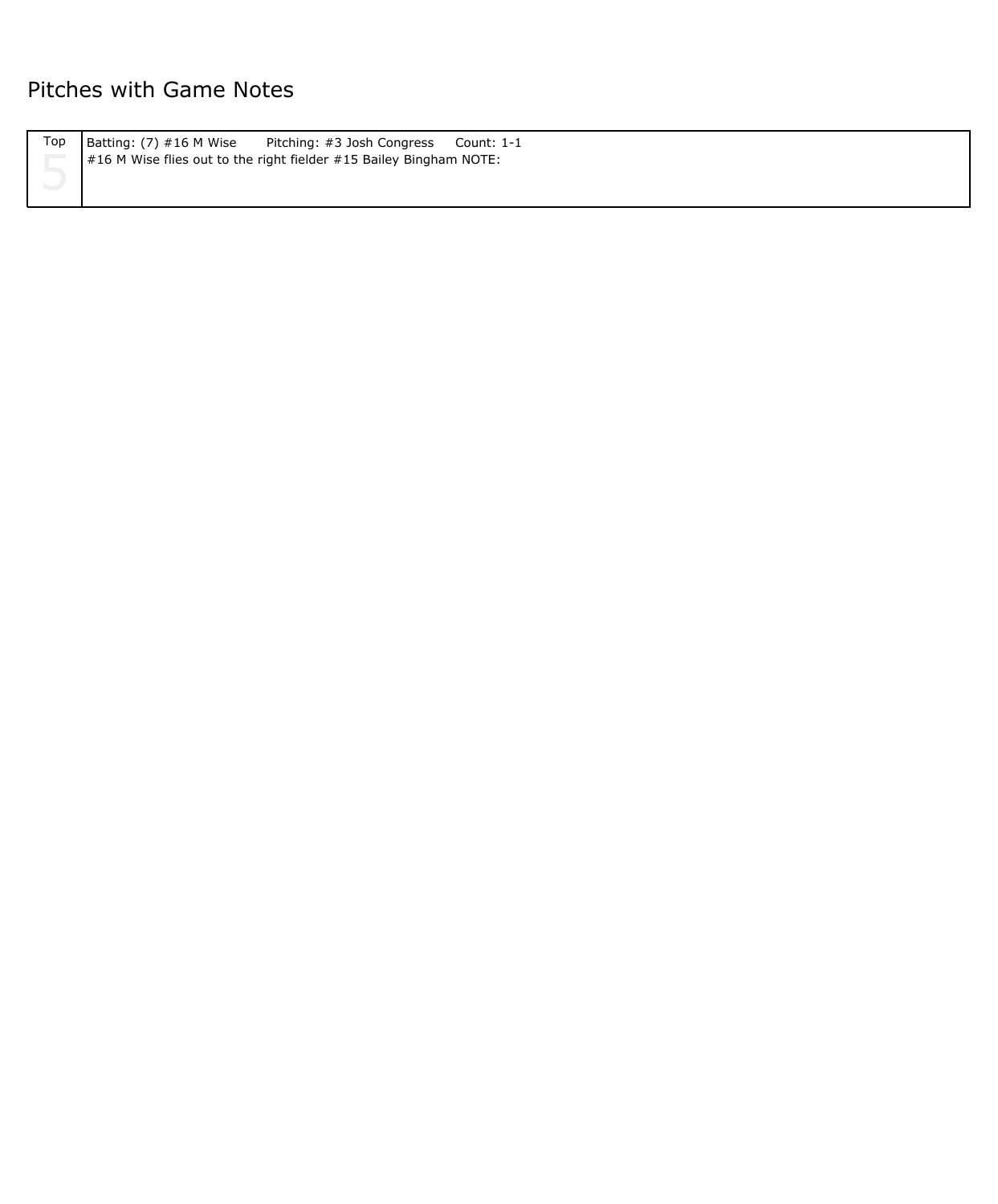# Pitches with Game Notes

| | |
|---|---|
| Top 5 | Batting: (7) #16 M Wise Pitching: #3 Josh Congress Count: 1-1<br>#16 M Wise flies out to the right fielder #15 Bailey Bingham NOTE: |